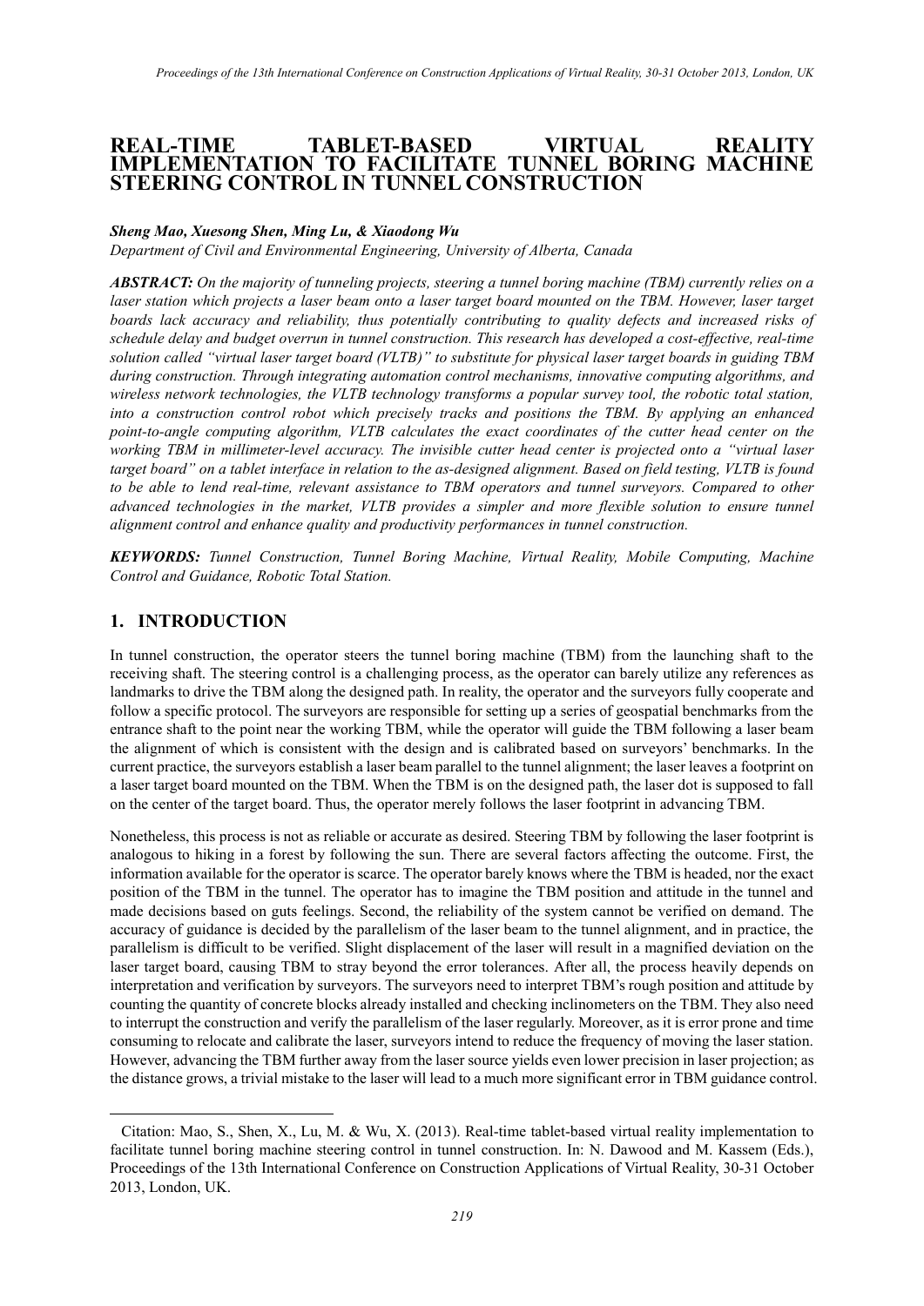# REAL-TIME TABLET-BASED VIRTUAL REALITY IMPLEMENTATION TO FACILITATE TUNNEL BORING MACHINE STEERING CONTROL IN TUNNEL CONSTRUCTION

***Sheng Mao, Xuesong Shen, Ming Lu, & Xiaodong Wu***

*Department of Civil and Environmental Engineering, University of Alberta, Canada*

***ABSTRACT:*** *On the majority of tunneling projects, steering a tunnel boring machine (TBM) currently relies on a laser station which projects a laser beam onto a laser target board mounted on the TBM. However, laser target boards lack accuracy and reliability, thus potentially contributing to quality defects and increased risks of schedule delay and budget overrun in tunnel construction. This research has developed a cost-effective, real-time solution called "virtual laser target board (VLTB)" to substitute for physical laser target boards in guiding TBM during construction. Through integrating automation control mechanisms, innovative computing algorithms, and wireless network technologies, the VLTB technology transforms a popular survey tool, the robotic total station, into a construction control robot which precisely tracks and positions the TBM. By applying an enhanced point-to-angle computing algorithm, VLTB calculates the exact coordinates of the cutter head center on the working TBM in millimeter-level accuracy. The invisible cutter head center is projected onto a "virtual laser target board" on a tablet interface in relation to the as-designed alignment. Based on field testing, VLTB is found to be able to lend real-time, relevant assistance to TBM operators and tunnel surveyors. Compared to other advanced technologies in the market, VLTB provides a simpler and more flexible solution to ensure tunnel alignment control and enhance quality and productivity performances in tunnel construction.*

***KEYWORDS:*** *Tunnel Construction, Tunnel Boring Machine, Virtual Reality, Mobile Computing, Machine Control and Guidance, Robotic Total Station.*

## 1. INTRODUCTION

In tunnel construction, the operator steers the tunnel boring machine (TBM) from the launching shaft to the receiving shaft. The steering control is a challenging process, as the operator can barely utilize any references as landmarks to drive the TBM along the designed path. In reality, the operator and the surveyors fully cooperate and follow a specific protocol. The surveyors are responsible for setting up a series of geospatial benchmarks from the entrance shaft to the point near the working TBM, while the operator will guide the TBM following a laser beam the alignment of which is consistent with the design and is calibrated based on surveyors' benchmarks. In the current practice, the surveyors establish a laser beam parallel to the tunnel alignment; the laser leaves a footprint on a laser target board mounted on the TBM. When the TBM is on the designed path, the laser dot is supposed to fall on the center of the target board. Thus, the operator merely follows the laser footprint in advancing TBM.

Nonetheless, this process is not as reliable or accurate as desired. Steering TBM by following the laser footprint is analogous to hiking in a forest by following the sun. There are several factors affecting the outcome. First, the information available for the operator is scarce. The operator barely knows where the TBM is headed, nor the exact position of the TBM in the tunnel. The operator has to imagine the TBM position and attitude in the tunnel and made decisions based on guts feelings. Second, the reliability of the system cannot be verified on demand. The accuracy of guidance is decided by the parallelism of the laser beam to the tunnel alignment, and in practice, the parallelism is difficult to be verified. Slight displacement of the laser will result in a magnified deviation on the laser target board, causing TBM to stray beyond the error tolerances. After all, the process heavily depends on interpretation and verification by surveyors. The surveyors need to interpret TBM's rough position and attitude by counting the quantity of concrete blocks already installed and checking inclinometers on the TBM. They also need to interrupt the construction and verify the parallelism of the laser regularly. Moreover, as it is error prone and time consuming to relocate and calibrate the laser, surveyors intend to reduce the frequency of moving the laser station. However, advancing the TBM further away from the laser source yields even lower precision in laser projection; as the distance grows, a trivial mistake to the laser will lead to a much more significant error in TBM guidance control.

Citation: Mao, S., Shen, X., Lu, M. & Wu, X. (2013). Real-time tablet-based virtual reality implementation to facilitate tunnel boring machine steering control in tunnel construction. In: N. Dawood and M. Kassem (Eds.), Proceedings of the 13th International Conference on Construction Applications of Virtual Reality, 30-31 October 2013, London, UK.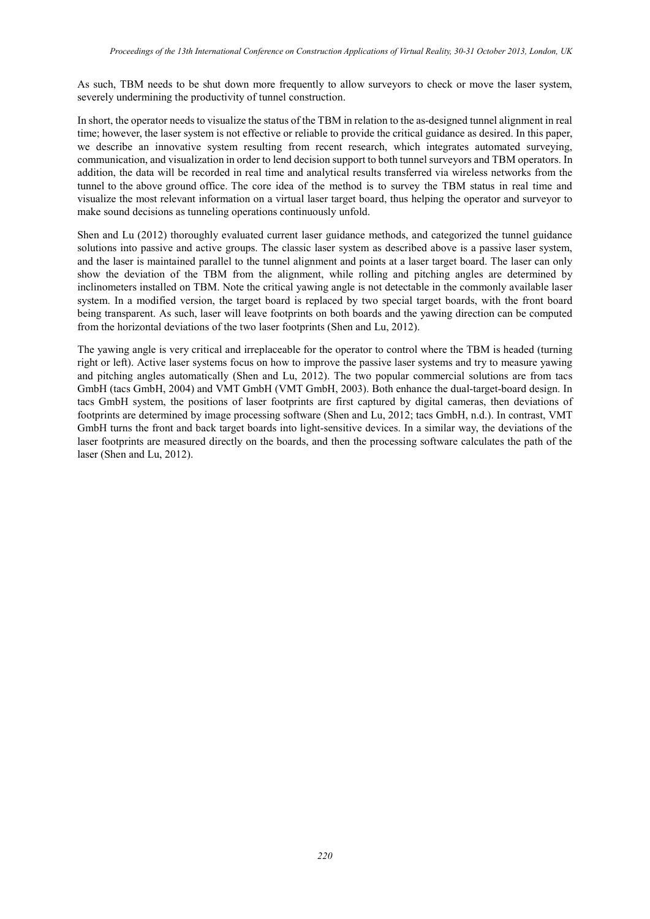As such, TBM needs to be shut down more frequently to allow surveyors to check or move the laser system, severely undermining the productivity of tunnel construction.

In short, the operator needs to visualize the status of the TBM in relation to the as-designed tunnel alignment in real time; however, the laser system is not effective or reliable to provide the critical guidance as desired. In this paper, we describe an innovative system resulting from recent research, which integrates automated surveying, communication, and visualization in order to lend decision support to both tunnel surveyors and TBM operators. In addition, the data will be recorded in real time and analytical results transferred via wireless networks from the tunnel to the above ground office. The core idea of the method is to survey the TBM status in real time and visualize the most relevant information on a virtual laser target board, thus helping the operator and surveyor to make sound decisions as tunneling operations continuously unfold.

Shen and Lu (2012) thoroughly evaluated current laser guidance methods, and categorized the tunnel guidance solutions into passive and active groups. The classic laser system as described above is a passive laser system, and the laser is maintained parallel to the tunnel alignment and points at a laser target board. The laser can only show the deviation of the TBM from the alignment, while rolling and pitching angles are determined by inclinometers installed on TBM. Note the critical yawing angle is not detectable in the commonly available laser system. In a modified version, the target board is replaced by two special target boards, with the front board being transparent. As such, laser will leave footprints on both boards and the yawing direction can be computed from the horizontal deviations of the two laser footprints (Shen and Lu, 2012).

The yawing angle is very critical and irreplaceable for the operator to control where the TBM is headed (turning right or left). Active laser systems focus on how to improve the passive laser systems and try to measure yawing and pitching angles automatically (Shen and Lu, 2012). The two popular commercial solutions are from tacs GmbH (tacs GmbH, 2004) and VMT GmbH (VMT GmbH, 2003). Both enhance the dual-target-board design. In tacs GmbH system, the positions of laser footprints are first captured by digital cameras, then deviations of footprints are determined by image processing software (Shen and Lu, 2012; tacs GmbH, n.d.). In contrast, VMT GmbH turns the front and back target boards into light-sensitive devices. In a similar way, the deviations of the laser footprints are measured directly on the boards, and then the processing software calculates the path of the laser (Shen and Lu, 2012).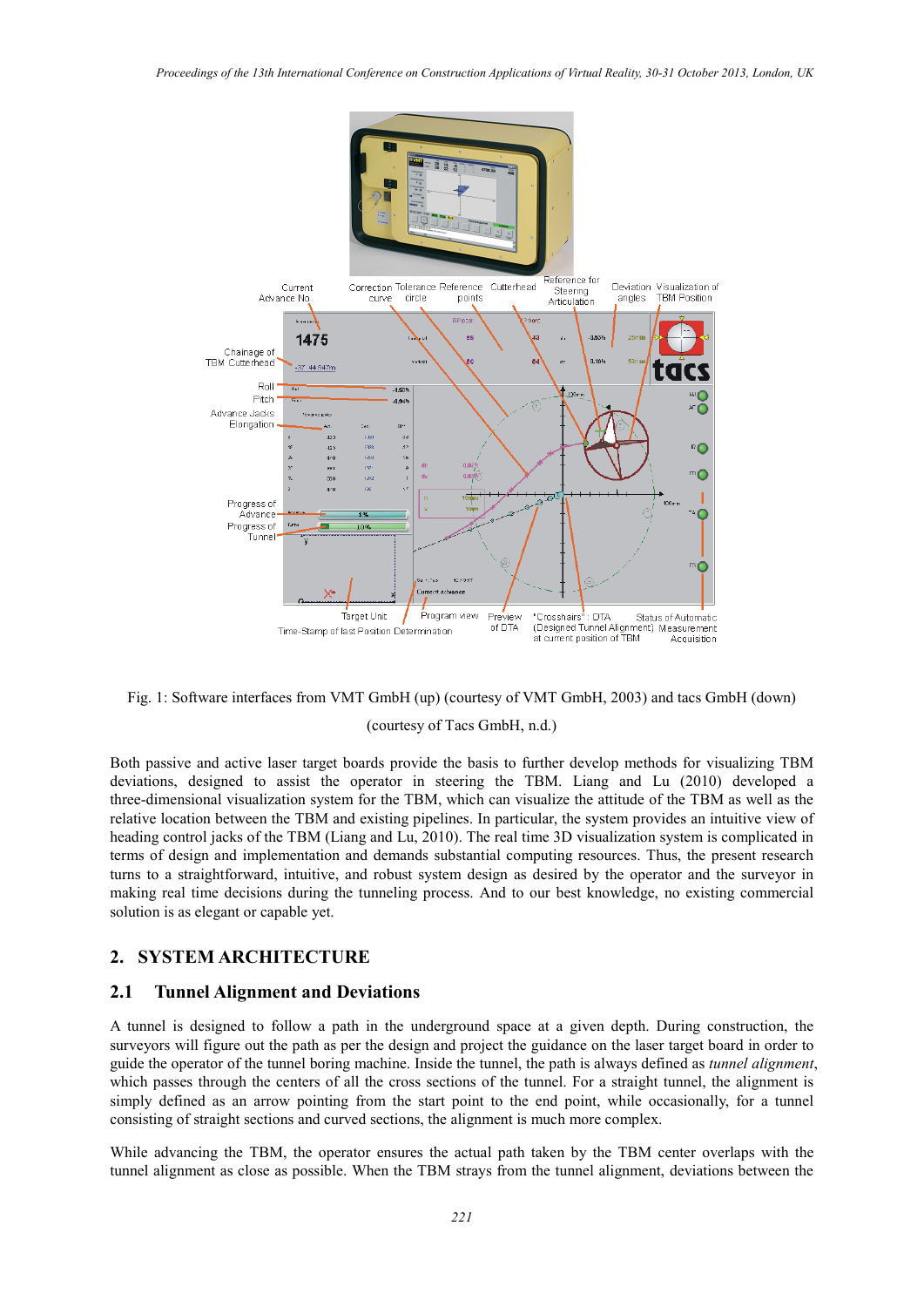Current Advance No

Correction curve

Tolerance circle

Reference points

Cutterhead

Reference for Steering Articulation

Deviation angles

Visualization of TBM Position

Chainage of TBM Cutterhead

Roll

Pitch

Advance Jacks Elongation

Progress of Advance

Progress of Tunnel

Target Unit

Time-Stamp of last Position Determination

Program view

Preview of DTA

"Crosshairs": DTA (Designed Tunnel Alignment) at current position of TBM

Status of Automatic Measurement Acquisition

Fig. 1: Software interfaces from VMT GmbH (up) (courtesy of VMT GmbH, 2003) and tacs GmbH (down) (courtesy of Tacs GmbH, n.d.)

Both passive and active laser target boards provide the basis to further develop methods for visualizing TBM deviations, designed to assist the operator in steering the TBM. Liang and Lu (2010) developed a three-dimensional visualization system for the TBM, which can visualize the attitude of the TBM as well as the relative location between the TBM and existing pipelines. In particular, the system provides an intuitive view of heading control jacks of the TBM (Liang and Lu, 2010). The real time 3D visualization system is complicated in terms of design and implementation and demands substantial computing resources. Thus, the present research turns to a straightforward, intuitive, and robust system design as desired by the operator and the surveyor in making real time decisions during the tunneling process. And to our best knowledge, no existing commercial solution is as elegant or capable yet.

## 2. SYSTEM ARCHITECTURE

### 2.1 Tunnel Alignment and Deviations

A tunnel is designed to follow a path in the underground space at a given depth. During construction, the surveyors will figure out the path as per the design and project the guidance on the laser target board in order to guide the operator of the tunnel boring machine. Inside the tunnel, the path is always defined as *tunnel alignment*, which passes through the centers of all the cross sections of the tunnel. For a straight tunnel, the alignment is simply defined as an arrow pointing from the start point to the end point, while occasionally, for a tunnel consisting of straight sections and curved sections, the alignment is much more complex.

While advancing the TBM, the operator ensures the actual path taken by the TBM center overlaps with the tunnel alignment as close as possible. When the TBM strays from the tunnel alignment, deviations between the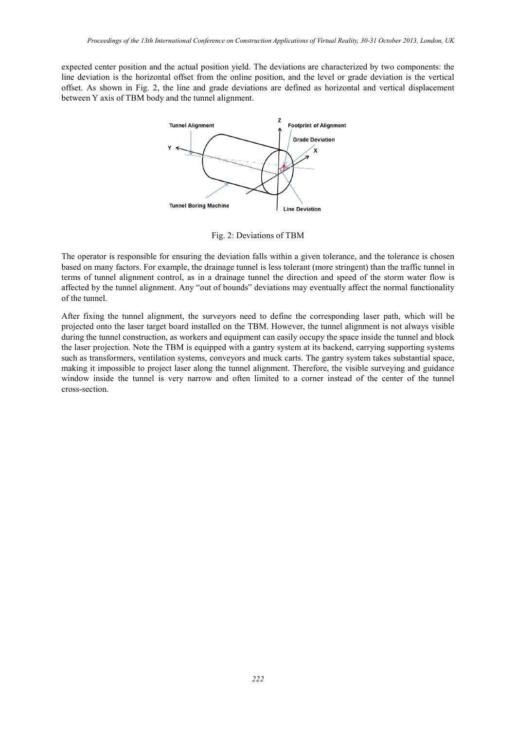expected center position and the actual position yield. The deviations are characterized by two components: the line deviation is the horizontal offset from the online position, and the level or grade deviation is the vertical offset. As shown in Fig. 2, the line and grade deviations are defined as horizontal and vertical displacement between Y axis of TBM body and the tunnel alignment.

Tunnel Alignment

Z

Footprint of Alignment

Grade Deviation

Y

X

Tunnel Boring Machine

Line Deviation

Fig. 2: Deviations of TBM

The operator is responsible for ensuring the deviation falls within a given tolerance, and the tolerance is chosen based on many factors. For example, the drainage tunnel is less tolerant (more stringent) than the traffic tunnel in terms of tunnel alignment control, as in a drainage tunnel the direction and speed of the storm water flow is affected by the tunnel alignment. Any "out of bounds" deviations may eventually affect the normal functionality of the tunnel.

After fixing the tunnel alignment, the surveyors need to define the corresponding laser path, which will be projected onto the laser target board installed on the TBM. However, the tunnel alignment is not always visible during the tunnel construction, as workers and equipment can easily occupy the space inside the tunnel and block the laser projection. Note the TBM is equipped with a gantry system at its backend, carrying supporting systems such as transformers, ventilation systems, conveyors and muck carts. The gantry system takes substantial space, making it impossible to project laser along the tunnel alignment. Therefore, the visible surveying and guidance window inside the tunnel is very narrow and often limited to a corner instead of the center of the tunnel cross-section.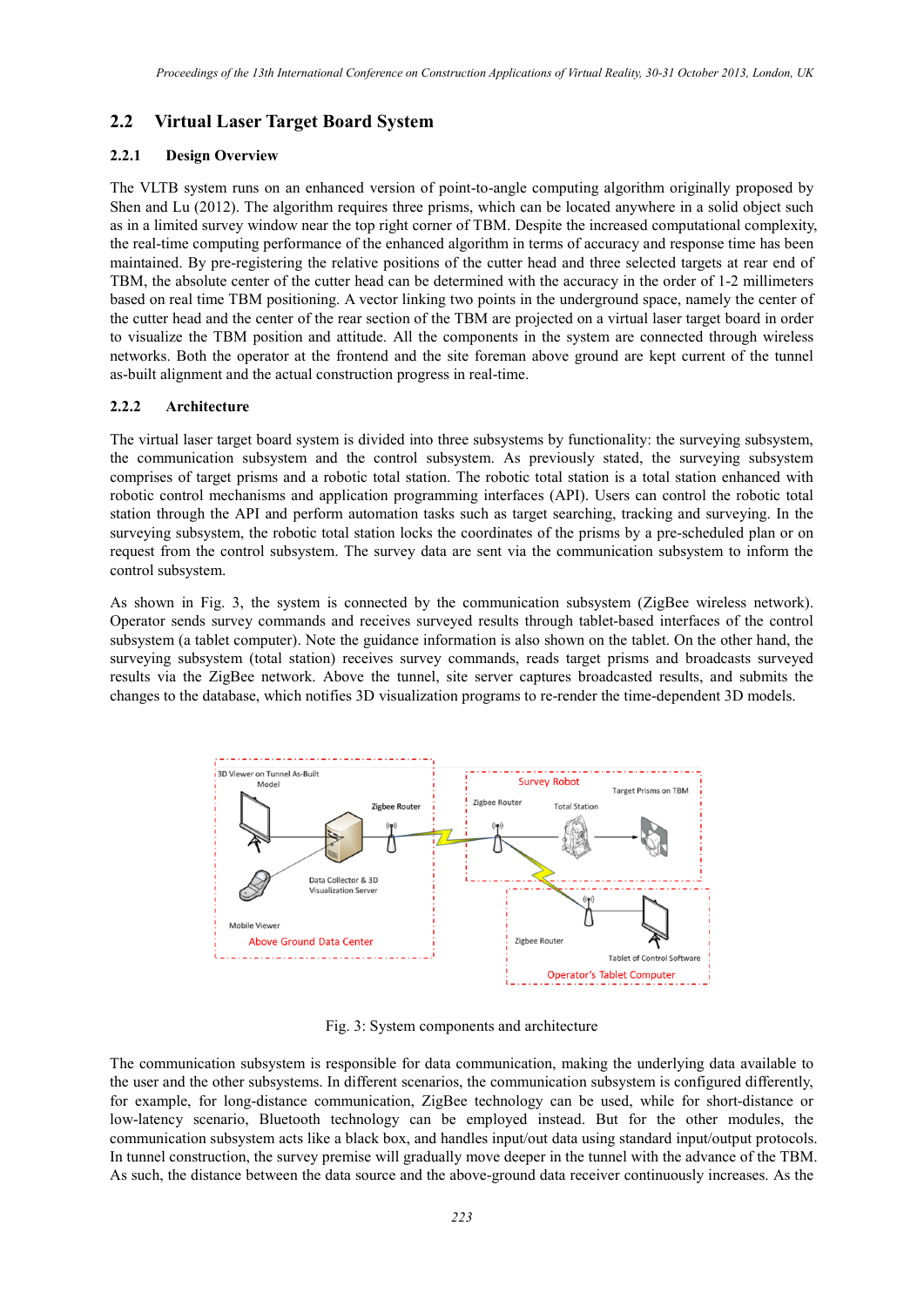## 2.2 Virtual Laser Target Board System

### 2.2.1 Design Overview

The VLTB system runs on an enhanced version of point-to-angle computing algorithm originally proposed by Shen and Lu (2012). The algorithm requires three prisms, which can be located anywhere in a solid object such as in a limited survey window near the top right corner of TBM. Despite the increased computational complexity, the real-time computing performance of the enhanced algorithm in terms of accuracy and response time has been maintained. By pre-registering the relative positions of the cutter head and three selected targets at rear end of TBM, the absolute center of the cutter head can be determined with the accuracy in the order of 1-2 millimeters based on real time TBM positioning. A vector linking two points in the underground space, namely the center of the cutter head and the center of the rear section of the TBM are projected on a virtual laser target board in order to visualize the TBM position and attitude. All the components in the system are connected through wireless networks. Both the operator at the frontend and the site foreman above ground are kept current of the tunnel as-built alignment and the actual construction progress in real-time.

### 2.2.2 Architecture

The virtual laser target board system is divided into three subsystems by functionality: the surveying subsystem, the communication subsystem and the control subsystem. As previously stated, the surveying subsystem comprises of target prisms and a robotic total station. The robotic total station is a total station enhanced with robotic control mechanisms and application programming interfaces (API). Users can control the robotic total station through the API and perform automation tasks such as target searching, tracking and surveying. In the surveying subsystem, the robotic total station locks the coordinates of the prisms by a pre-scheduled plan or on request from the control subsystem. The survey data are sent via the communication subsystem to inform the control subsystem.

As shown in Fig. 3, the system is connected by the communication subsystem (ZigBee wireless network). Operator sends survey commands and receives surveyed results through tablet-based interfaces of the control subsystem (a tablet computer). Note the guidance information is also shown on the tablet. On the other hand, the surveying subsystem (total station) receives survey commands, reads target prisms and broadcasts surveyed results via the ZigBee network. Above the tunnel, site server captures broadcasted results, and submits the changes to the database, which notifies 3D visualization programs to re-render the time-dependent 3D models.

Fig. 3: System components and architecture

The communication subsystem is responsible for data communication, making the underlying data available to the user and the other subsystems. In different scenarios, the communication subsystem is configured differently, for example, for long-distance communication, ZigBee technology can be used, while for short-distance or low-latency scenario, Bluetooth technology can be employed instead. But for the other modules, the communication subsystem acts like a black box, and handles input/out data using standard input/output protocols. In tunnel construction, the survey premise will gradually move deeper in the tunnel with the advance of the TBM. As such, the distance between the data source and the above-ground data receiver continuously increases. As the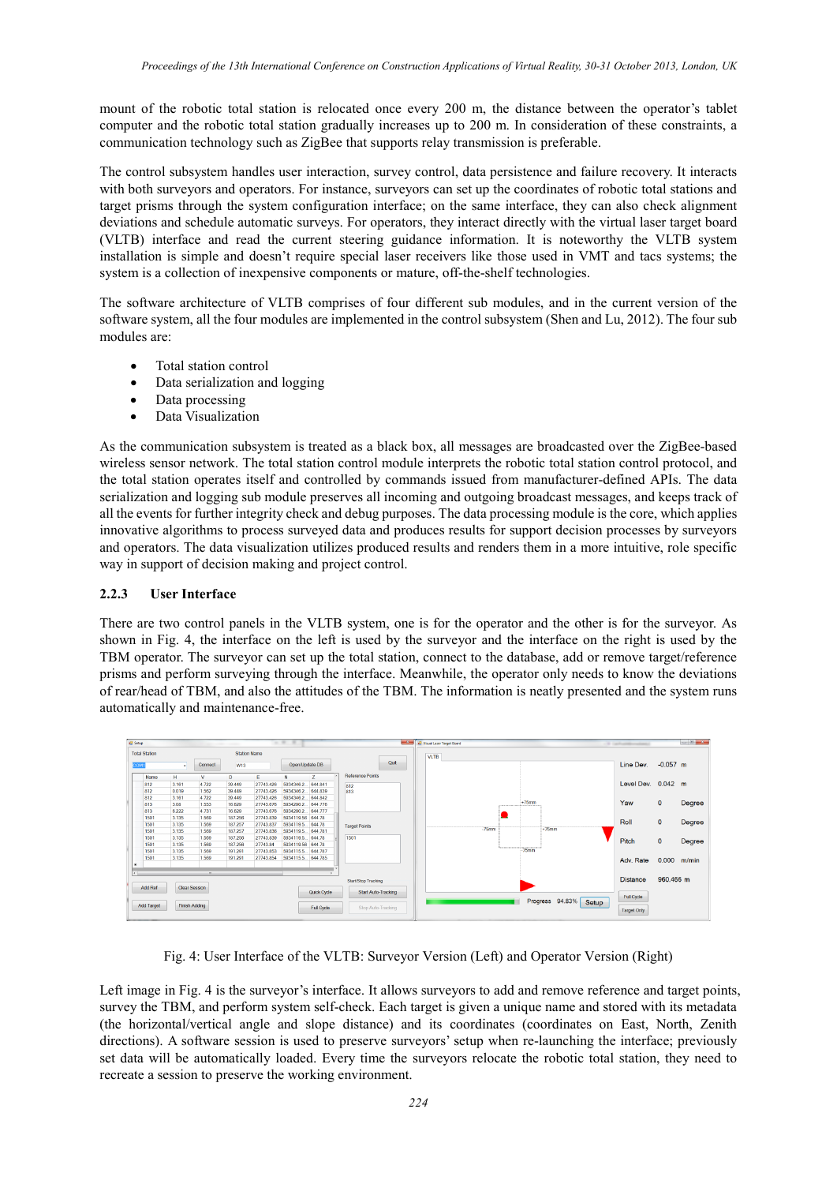mount of the robotic total station is relocated once every 200 m, the distance between the operator's tablet computer and the robotic total station gradually increases up to 200 m. In consideration of these constraints, a communication technology such as ZigBee that supports relay transmission is preferable.

The control subsystem handles user interaction, survey control, data persistence and failure recovery. It interacts with both surveyors and operators. For instance, surveyors can set up the coordinates of robotic total stations and target prisms through the system configuration interface; on the same interface, they can also check alignment deviations and schedule automatic surveys. For operators, they interact directly with the virtual laser target board (VLTB) interface and read the current steering guidance information. It is noteworthy the VLTB system installation is simple and doesn't require special laser receivers like those used in VMT and tacs systems; the system is a collection of inexpensive components or mature, off-the-shelf technologies.

The software architecture of VLTB comprises of four different sub modules, and in the current version of the software system, all the four modules are implemented in the control subsystem (Shen and Lu, 2012). The four sub modules are:

- Total station control
- Data serialization and logging
- Data processing
- Data Visualization

As the communication subsystem is treated as a black box, all messages are broadcasted over the ZigBee-based wireless sensor network. The total station control module interprets the robotic total station control protocol, and the total station operates itself and controlled by commands issued from manufacturer-defined APIs. The data serialization and logging sub module preserves all incoming and outgoing broadcast messages, and keeps track of all the events for further integrity check and debug purposes. The data processing module is the core, which applies innovative algorithms to process surveyed data and produces results for support decision processes by surveyors and operators. The data visualization utilizes produced results and renders them in a more intuitive, role specific way in support of decision making and project control.

### 2.2.3 User Interface

There are two control panels in the VLTB system, one is for the operator and the other is for the surveyor. As shown in Fig. 4, the interface on the left is used by the surveyor and the interface on the right is used by the TBM operator. The surveyor can set up the total station, connect to the database, add or remove target/reference prisms and perform surveying through the interface. Meanwhile, the operator only needs to know the deviations of rear/head of TBM, and also the attitudes of the TBM. The information is neatly presented and the system runs automatically and maintenance-free.

Fig. 4: User Interface of the VLTB: Surveyor Version (Left) and Operator Version (Right)

Left image in Fig. 4 is the surveyor's interface. It allows surveyors to add and remove reference and target points, survey the TBM, and perform system self-check. Each target is given a unique name and stored with its metadata (the horizontal/vertical angle and slope distance) and its coordinates (coordinates on East, North, Zenith directions). A software session is used to preserve surveyors' setup when re-launching the interface; previously set data will be automatically loaded. Every time the surveyors relocate the robotic total station, they need to recreate a session to preserve the working environment.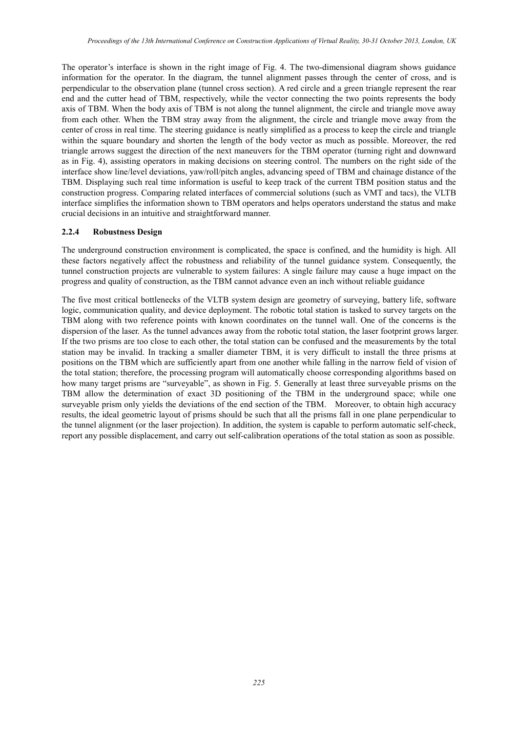The operator's interface is shown in the right image of Fig. 4. The two-dimensional diagram shows guidance information for the operator. In the diagram, the tunnel alignment passes through the center of cross, and is perpendicular to the observation plane (tunnel cross section). A red circle and a green triangle represent the rear end and the cutter head of TBM, respectively, while the vector connecting the two points represents the body axis of TBM. When the body axis of TBM is not along the tunnel alignment, the circle and triangle move away from each other. When the TBM stray away from the alignment, the circle and triangle move away from the center of cross in real time. The steering guidance is neatly simplified as a process to keep the circle and triangle within the square boundary and shorten the length of the body vector as much as possible. Moreover, the red triangle arrows suggest the direction of the next maneuvers for the TBM operator (turning right and downward as in Fig. 4), assisting operators in making decisions on steering control. The numbers on the right side of the interface show line/level deviations, yaw/roll/pitch angles, advancing speed of TBM and chainage distance of the TBM. Displaying such real time information is useful to keep track of the current TBM position status and the construction progress. Comparing related interfaces of commercial solutions (such as VMT and tacs), the VLTB interface simplifies the information shown to TBM operators and helps operators understand the status and make crucial decisions in an intuitive and straightforward manner.

#### 2.2.4 Robustness Design

The underground construction environment is complicated, the space is confined, and the humidity is high. All these factors negatively affect the robustness and reliability of the tunnel guidance system. Consequently, the tunnel construction projects are vulnerable to system failures: A single failure may cause a huge impact on the progress and quality of construction, as the TBM cannot advance even an inch without reliable guidance

The five most critical bottlenecks of the VLTB system design are geometry of surveying, battery life, software logic, communication quality, and device deployment. The robotic total station is tasked to survey targets on the TBM along with two reference points with known coordinates on the tunnel wall. One of the concerns is the dispersion of the laser. As the tunnel advances away from the robotic total station, the laser footprint grows larger. If the two prisms are too close to each other, the total station can be confused and the measurements by the total station may be invalid. In tracking a smaller diameter TBM, it is very difficult to install the three prisms at positions on the TBM which are sufficiently apart from one another while falling in the narrow field of vision of the total station; therefore, the processing program will automatically choose corresponding algorithms based on how many target prisms are "surveyable", as shown in Fig. 5. Generally at least three surveyable prisms on the TBM allow the determination of exact 3D positioning of the TBM in the underground space; while one surveyable prism only yields the deviations of the end section of the TBM. Moreover, to obtain high accuracy results, the ideal geometric layout of prisms should be such that all the prisms fall in one plane perpendicular to the tunnel alignment (or the laser projection). In addition, the system is capable to perform automatic self-check, report any possible displacement, and carry out self-calibration operations of the total station as soon as possible.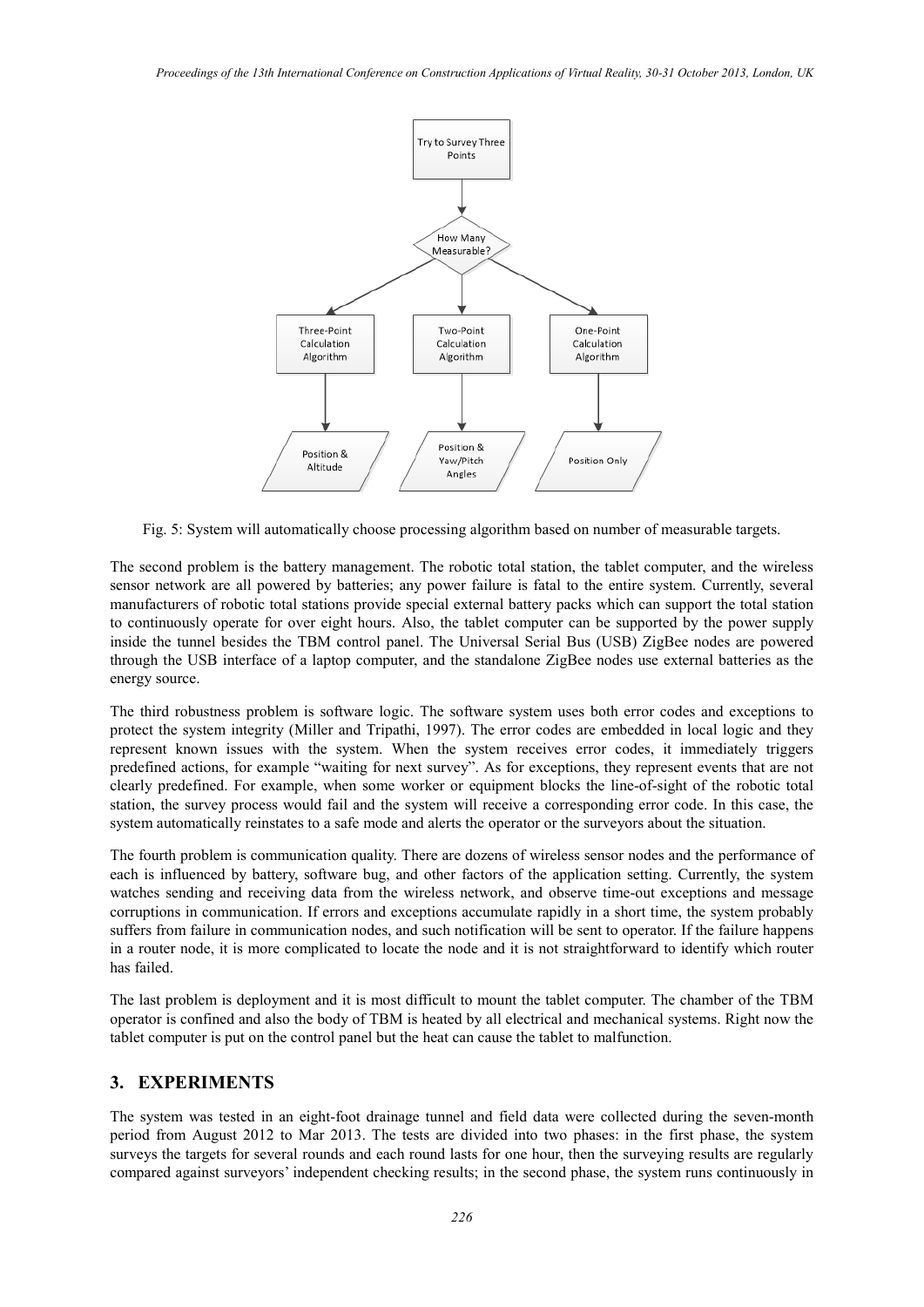Try to Survey Three Points

How Many Measurable?

Three-Point Calculation Algorithm

Two-Point Calculation Algorithm

One-Point Calculation Algorithm

Position & Altitude

Position & Yaw/Pitch Angles

Position Only

Fig. 5: System will automatically choose processing algorithm based on number of measurable targets.

The second problem is the battery management. The robotic total station, the tablet computer, and the wireless sensor network are all powered by batteries; any power failure is fatal to the entire system. Currently, several manufacturers of robotic total stations provide special external battery packs which can support the total station to continuously operate for over eight hours. Also, the tablet computer can be supported by the power supply inside the tunnel besides the TBM control panel. The Universal Serial Bus (USB) ZigBee nodes are powered through the USB interface of a laptop computer, and the standalone ZigBee nodes use external batteries as the energy source.

The third robustness problem is software logic. The software system uses both error codes and exceptions to protect the system integrity (Miller and Tripathi, 1997). The error codes are embedded in local logic and they represent known issues with the system. When the system receives error codes, it immediately triggers predefined actions, for example "waiting for next survey". As for exceptions, they represent events that are not clearly predefined. For example, when some worker or equipment blocks the line-of-sight of the robotic total station, the survey process would fail and the system will receive a corresponding error code. In this case, the system automatically reinstates to a safe mode and alerts the operator or the surveyors about the situation.

The fourth problem is communication quality. There are dozens of wireless sensor nodes and the performance of each is influenced by battery, software bug, and other factors of the application setting. Currently, the system watches sending and receiving data from the wireless network, and observe time-out exceptions and message corruptions in communication. If errors and exceptions accumulate rapidly in a short time, the system probably suffers from failure in communication nodes, and such notification will be sent to operator. If the failure happens in a router node, it is more complicated to locate the node and it is not straightforward to identify which router has failed.

The last problem is deployment and it is most difficult to mount the tablet computer. The chamber of the TBM operator is confined and also the body of TBM is heated by all electrical and mechanical systems. Right now the tablet computer is put on the control panel but the heat can cause the tablet to malfunction.

## 3. EXPERIMENTS

The system was tested in an eight-foot drainage tunnel and field data were collected during the seven-month period from August 2012 to Mar 2013. The tests are divided into two phases: in the first phase, the system surveys the targets for several rounds and each round lasts for one hour, then the surveying results are regularly compared against surveyors' independent checking results; in the second phase, the system runs continuously in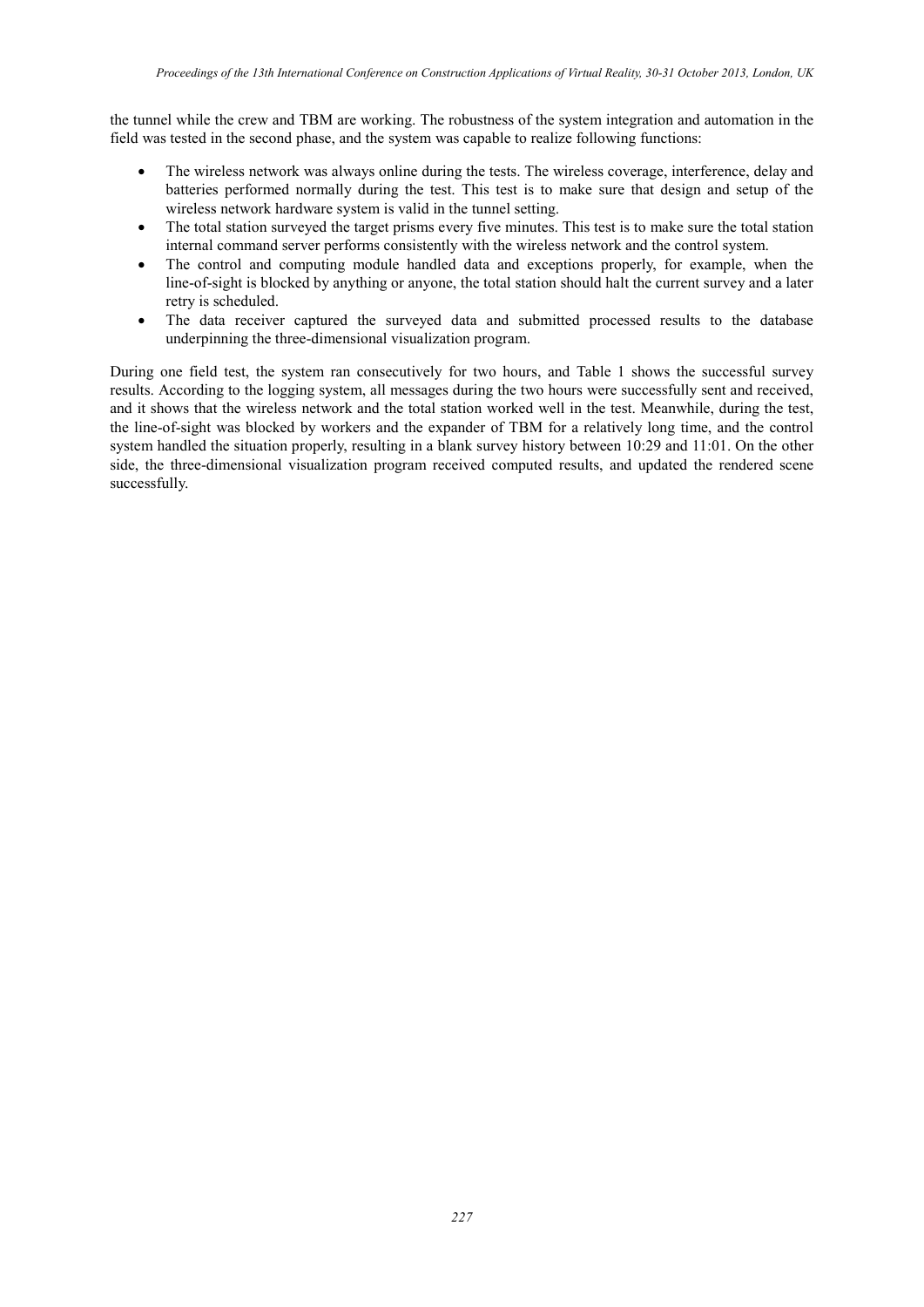the tunnel while the crew and TBM are working. The robustness of the system integration and automation in the field was tested in the second phase, and the system was capable to realize following functions:

- The wireless network was always online during the tests. The wireless coverage, interference, delay and batteries performed normally during the test. This test is to make sure that design and setup of the wireless network hardware system is valid in the tunnel setting.
- The total station surveyed the target prisms every five minutes. This test is to make sure the total station internal command server performs consistently with the wireless network and the control system.
- The control and computing module handled data and exceptions properly, for example, when the line-of-sight is blocked by anything or anyone, the total station should halt the current survey and a later retry is scheduled.
- The data receiver captured the surveyed data and submitted processed results to the database underpinning the three-dimensional visualization program.

During one field test, the system ran consecutively for two hours, and Table 1 shows the successful survey results. According to the logging system, all messages during the two hours were successfully sent and received, and it shows that the wireless network and the total station worked well in the test. Meanwhile, during the test, the line-of-sight was blocked by workers and the expander of TBM for a relatively long time, and the control system handled the situation properly, resulting in a blank survey history between 10:29 and 11:01. On the other side, the three-dimensional visualization program received computed results, and updated the rendered scene successfully.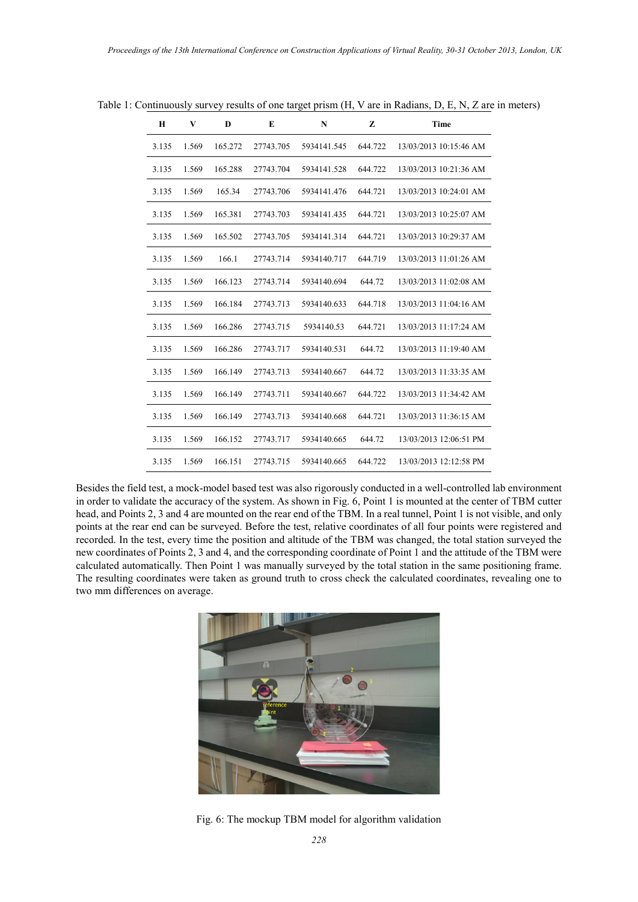Table 1: Continuously survey results of one target prism (H, V are in Radians, D, E, N, Z are in meters)

| H | V | D | E | N | Z | Time |
|---|---|---|---|---|---|---|
| 3.135 | 1.569 | 165.272 | 27743.705 | 5934141.545 | 644.722 | 13/03/2013 10:15:46 AM |
| 3.135 | 1.569 | 165.288 | 27743.704 | 5934141.528 | 644.722 | 13/03/2013 10:21:36 AM |
| 3.135 | 1.569 | 165.34 | 27743.706 | 5934141.476 | 644.721 | 13/03/2013 10:24:01 AM |
| 3.135 | 1.569 | 165.381 | 27743.703 | 5934141.435 | 644.721 | 13/03/2013 10:25:07 AM |
| 3.135 | 1.569 | 165.502 | 27743.705 | 5934141.314 | 644.721 | 13/03/2013 10:29:37 AM |
| 3.135 | 1.569 | 166.1 | 27743.714 | 5934140.717 | 644.719 | 13/03/2013 11:01:26 AM |
| 3.135 | 1.569 | 166.123 | 27743.714 | 5934140.694 | 644.72 | 13/03/2013 11:02:08 AM |
| 3.135 | 1.569 | 166.184 | 27743.713 | 5934140.633 | 644.718 | 13/03/2013 11:04:16 AM |
| 3.135 | 1.569 | 166.286 | 27743.715 | 5934140.53 | 644.721 | 13/03/2013 11:17:24 AM |
| 3.135 | 1.569 | 166.286 | 27743.717 | 5934140.531 | 644.72 | 13/03/2013 11:19:40 AM |
| 3.135 | 1.569 | 166.149 | 27743.713 | 5934140.667 | 644.72 | 13/03/2013 11:33:35 AM |
| 3.135 | 1.569 | 166.149 | 27743.711 | 5934140.667 | 644.722 | 13/03/2013 11:34:42 AM |
| 3.135 | 1.569 | 166.149 | 27743.713 | 5934140.668 | 644.721 | 13/03/2013 11:36:15 AM |
| 3.135 | 1.569 | 166.152 | 27743.717 | 5934140.665 | 644.72 | 13/03/2013 12:06:51 PM |
| 3.135 | 1.569 | 166.151 | 27743.715 | 5934140.665 | 644.722 | 13/03/2013 12:12:58 PM |

Besides the field test, a mock-model based test was also rigorously conducted in a well-controlled lab environment in order to validate the accuracy of the system. As shown in Fig. 6, Point 1 is mounted at the center of TBM cutter head, and Points 2, 3 and 4 are mounted on the rear end of the TBM. In a real tunnel, Point 1 is not visible, and only points at the rear end can be surveyed. Before the test, relative coordinates of all four points were registered and recorded. In the test, every time the position and altitude of the TBM was changed, the total station surveyed the new coordinates of Points 2, 3 and 4, and the corresponding coordinate of Point 1 and the attitude of the TBM were calculated automatically. Then Point 1 was manually surveyed by the total station in the same positioning frame. The resulting coordinates were taken as ground truth to cross check the calculated coordinates, revealing one to two mm differences on average.

Fig. 6: The mockup TBM model for algorithm validation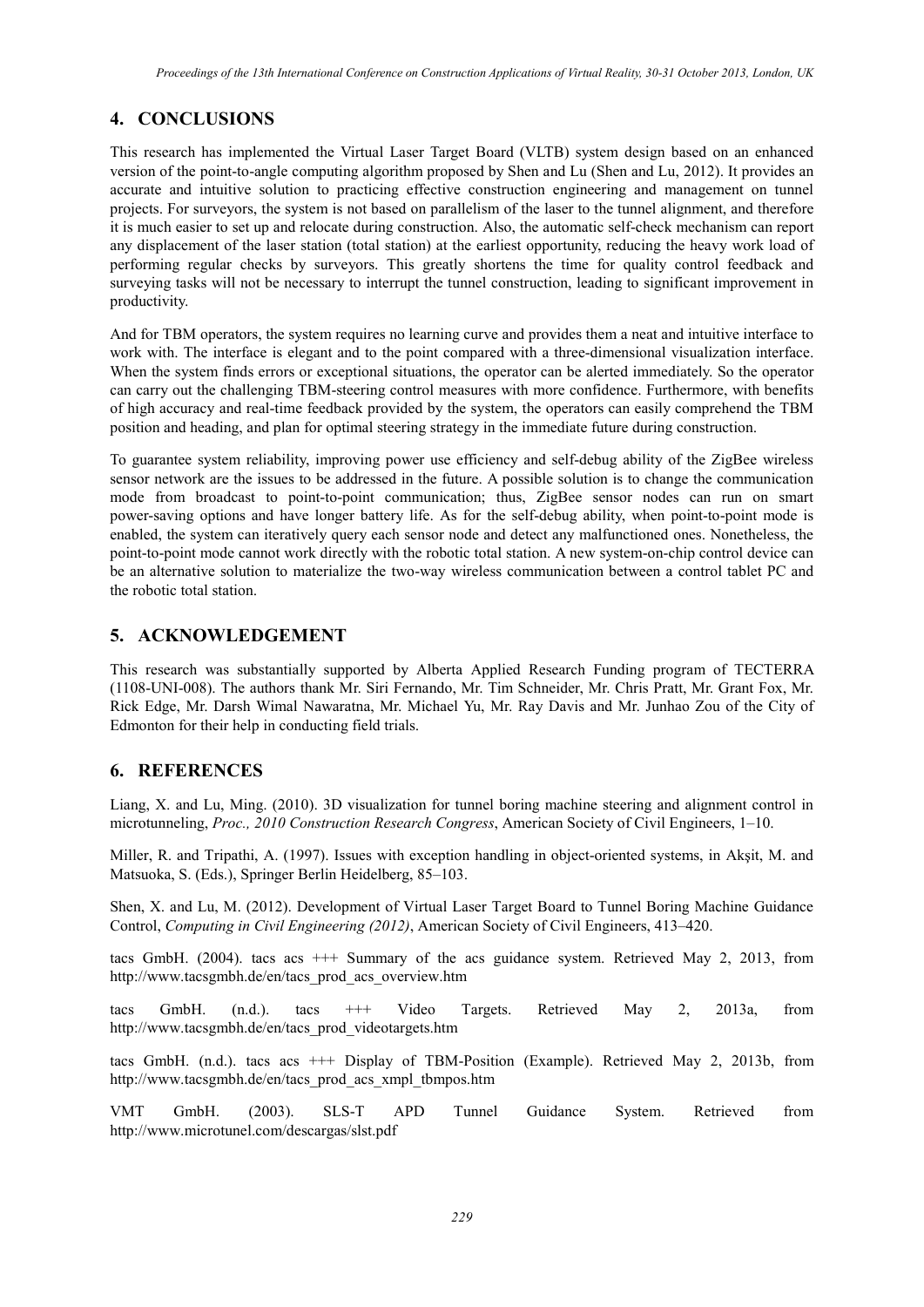## 4. CONCLUSIONS

This research has implemented the Virtual Laser Target Board (VLTB) system design based on an enhanced version of the point-to-angle computing algorithm proposed by Shen and Lu (Shen and Lu, 2012). It provides an accurate and intuitive solution to practicing effective construction engineering and management on tunnel projects. For surveyors, the system is not based on parallelism of the laser to the tunnel alignment, and therefore it is much easier to set up and relocate during construction. Also, the automatic self-check mechanism can report any displacement of the laser station (total station) at the earliest opportunity, reducing the heavy work load of performing regular checks by surveyors. This greatly shortens the time for quality control feedback and surveying tasks will not be necessary to interrupt the tunnel construction, leading to significant improvement in productivity.

And for TBM operators, the system requires no learning curve and provides them a neat and intuitive interface to work with. The interface is elegant and to the point compared with a three-dimensional visualization interface. When the system finds errors or exceptional situations, the operator can be alerted immediately. So the operator can carry out the challenging TBM-steering control measures with more confidence. Furthermore, with benefits of high accuracy and real-time feedback provided by the system, the operators can easily comprehend the TBM position and heading, and plan for optimal steering strategy in the immediate future during construction.

To guarantee system reliability, improving power use efficiency and self-debug ability of the ZigBee wireless sensor network are the issues to be addressed in the future. A possible solution is to change the communication mode from broadcast to point-to-point communication; thus, ZigBee sensor nodes can run on smart power-saving options and have longer battery life. As for the self-debug ability, when point-to-point mode is enabled, the system can iteratively query each sensor node and detect any malfunctioned ones. Nonetheless, the point-to-point mode cannot work directly with the robotic total station. A new system-on-chip control device can be an alternative solution to materialize the two-way wireless communication between a control tablet PC and the robotic total station.

## 5. ACKNOWLEDGEMENT

This research was substantially supported by Alberta Applied Research Funding program of TECTERRA (1108-UNI-008). The authors thank Mr. Siri Fernando, Mr. Tim Schneider, Mr. Chris Pratt, Mr. Grant Fox, Mr. Rick Edge, Mr. Darsh Wimal Nawaratna, Mr. Michael Yu, Mr. Ray Davis and Mr. Junhao Zou of the City of Edmonton for their help in conducting field trials.

## 6. REFERENCES

Liang, X. and Lu, Ming. (2010). 3D visualization for tunnel boring machine steering and alignment control in microtunneling, *Proc., 2010 Construction Research Congress*, American Society of Civil Engineers, 1–10.

Miller, R. and Tripathi, A. (1997). Issues with exception handling in object-oriented systems, in Akşit, M. and Matsuoka, S. (Eds.), Springer Berlin Heidelberg, 85–103.

Shen, X. and Lu, M. (2012). Development of Virtual Laser Target Board to Tunnel Boring Machine Guidance Control, *Computing in Civil Engineering (2012)*, American Society of Civil Engineers, 413–420.

tacs GmbH. (2004). tacs acs +++ Summary of the acs guidance system. Retrieved May 2, 2013, from http://www.tacsgmbh.de/en/tacs_prod_acs_overview.htm

tacs GmbH. (n.d.). tacs +++ Video Targets. Retrieved May 2, 2013a, from http://www.tacsgmbh.de/en/tacs_prod_videotargets.htm

tacs GmbH. (n.d.). tacs acs +++ Display of TBM-Position (Example). Retrieved May 2, 2013b, from http://www.tacsgmbh.de/en/tacs_prod_acs_xmpl_tbmpos.htm

VMT GmbH. (2003). SLS-T APD Tunnel Guidance System. Retrieved from http://www.microtunel.com/descargas/slst.pdf